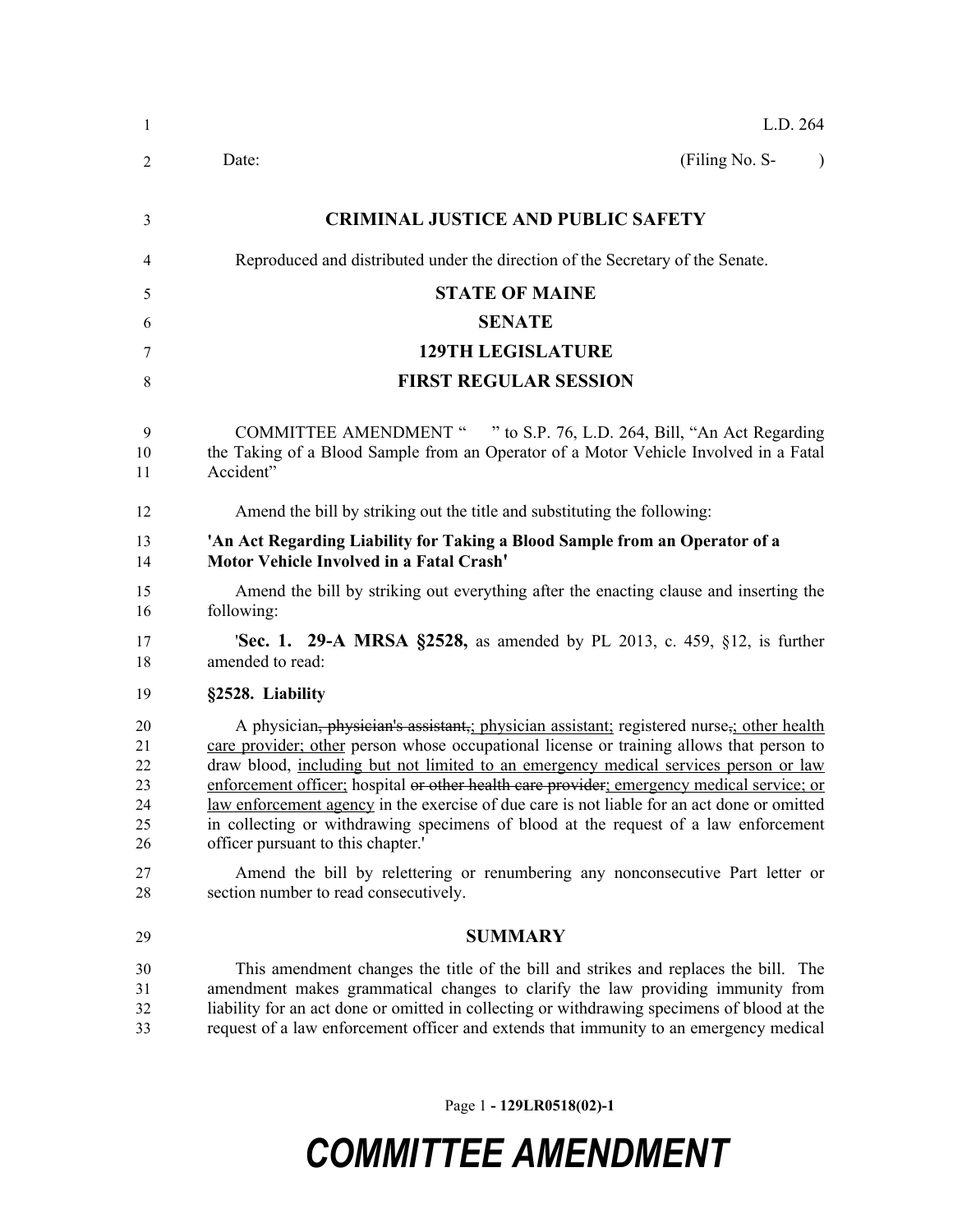L.D. 264

Date: (Filing No. S- )

**CRIMINAL JUSTICE AND PUBLIC SAFETY**

Reproduced and distributed under the direction of the Secretary of the Senate.

**STATE OF MAINE**

**SENATE**

**129TH LEGISLATURE**

**FIRST REGULAR SESSION**

COMMITTEE AMENDMENT " " to S.P. 76, L.D. 264, Bill, "An Act Regarding the Taking of a Blood Sample from an Operator of a Motor Vehicle Involved in a Fatal Accident"

Amend the bill by striking out the title and substituting the following:

**'An Act Regarding Liability for Taking a Blood Sample from an Operator of a Motor Vehicle Involved in a Fatal Crash'**

Amend the bill by striking out everything after the enacting clause and inserting the following:

'**Sec. 1. 29-A MRSA §2528,** as amended by PL 2013, c. 459, §12, is further amended to read:

**§2528. Liability**

A physician~~, physician's assistant,~~; physician assistant; registered nurse~~,~~; other health care provider; other person whose occupational license or training allows that person to draw blood, including but not limited to an emergency medical services person or law enforcement officer; hospital ~~or other health care provider~~; emergency medical service; or law enforcement agency in the exercise of due care is not liable for an act done or omitted in collecting or withdrawing specimens of blood at the request of a law enforcement officer pursuant to this chapter.'

Amend the bill by relettering or renumbering any nonconsecutive Part letter or section number to read consecutively.

**SUMMARY**

This amendment changes the title of the bill and strikes and replaces the bill. The amendment makes grammatical changes to clarify the law providing immunity from liability for an act done or omitted in collecting or withdrawing specimens of blood at the request of a law enforcement officer and extends that immunity to an emergency medical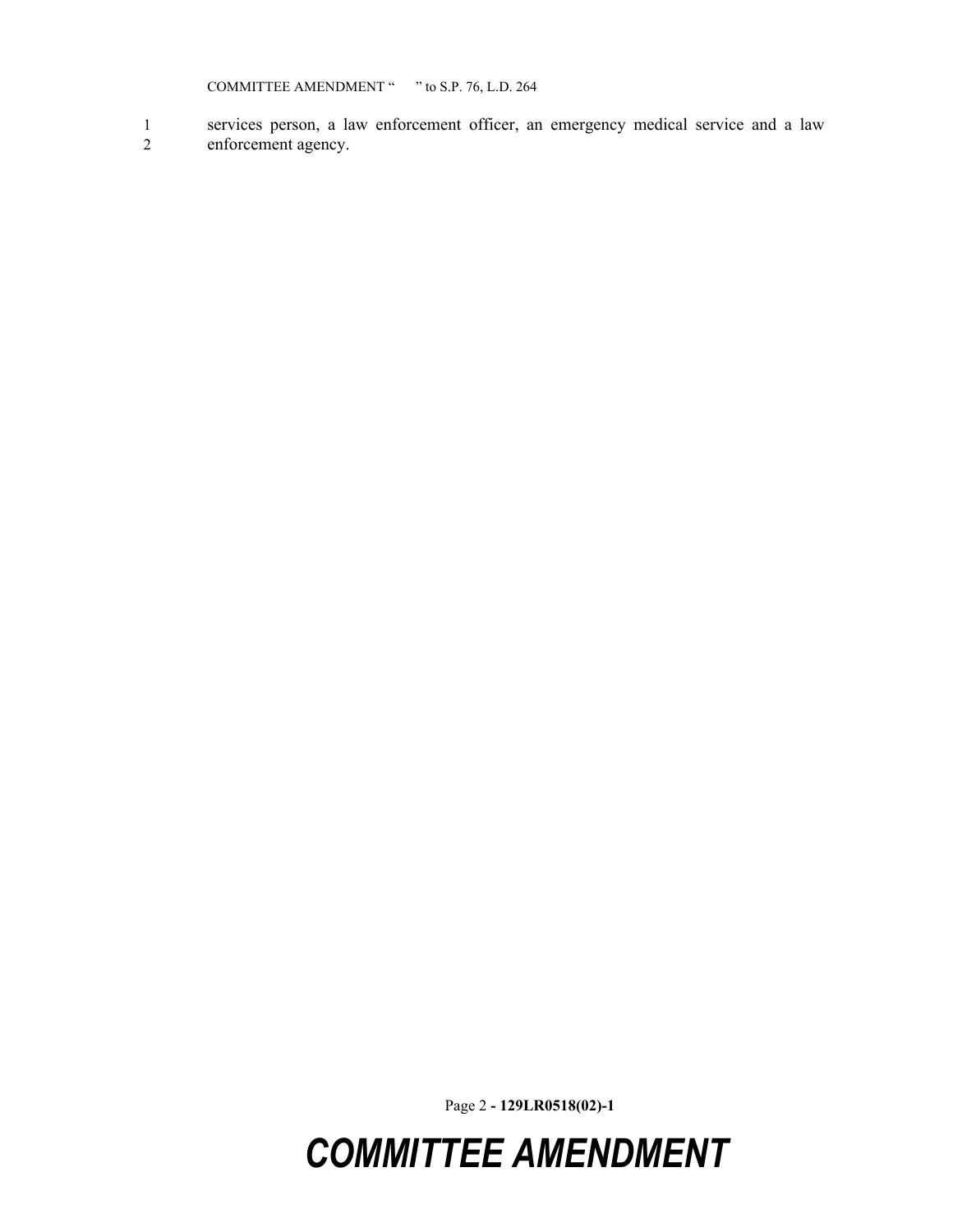services person, a law enforcement officer, an emergency medical service and a law enforcement agency.